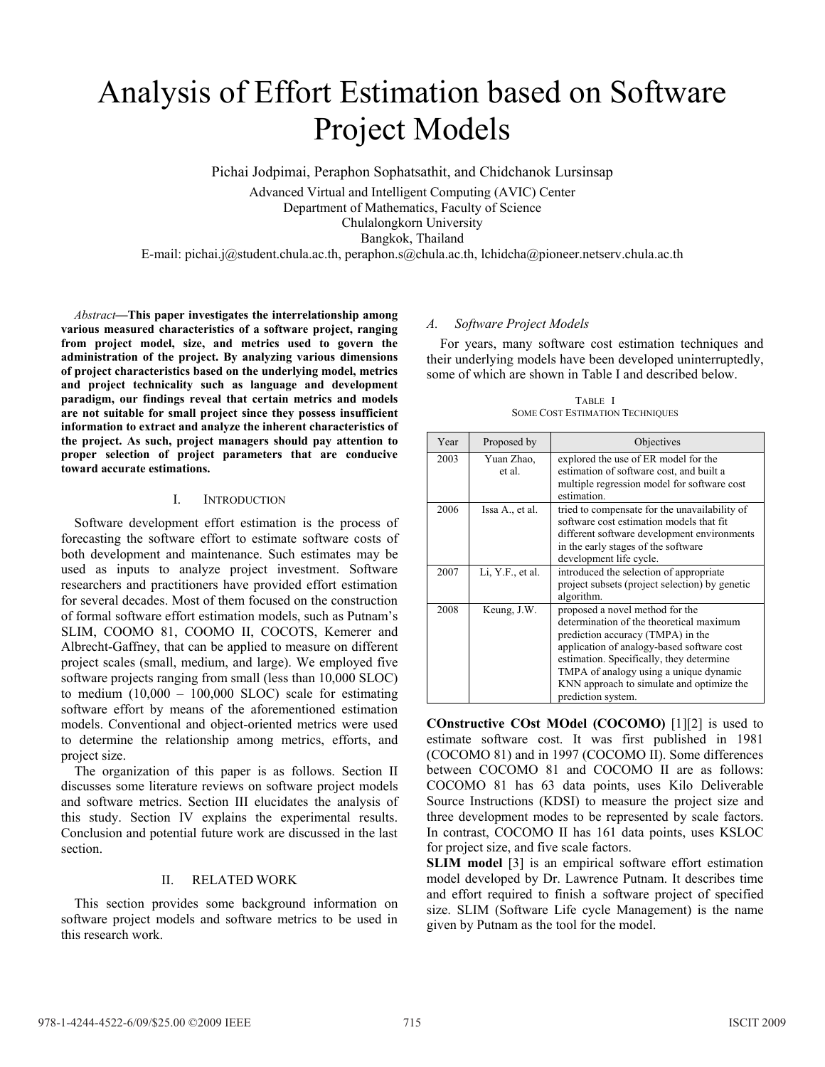// Title: Analysis of Effort Estimation based on Software Project Models

# Analysis of Effort Estimation based on Software Project Models

Pichai Jodpimai, Peraphon Sophatsathit, and Chidchanok Lursinsap

Advanced Virtual and Intelligent Computing (AVIC) Center
Department of Mathematics, Faculty of Science
Chulalongkorn University
Bangkok, Thailand
E-mail: pichai.j@student.chula.ac.th, peraphon.s@chula.ac.th, lchidcha@pioneer.netserv.chula.ac.th

*Abstract*—**This paper investigates the interrelationship among various measured characteristics of a software project, ranging from project model, size, and metrics used to govern the administration of the project. By analyzing various dimensions of project characteristics based on the underlying model, metrics and project technicality such as language and development paradigm, our findings reveal that certain metrics and models are not suitable for small project since they possess insufficient information to extract and analyze the inherent characteristics of the project. As such, project managers should pay attention to proper selection of project parameters that are conducive toward accurate estimations.**

## I. Introduction

Software development effort estimation is the process of forecasting the software effort to estimate software costs of both development and maintenance. Such estimates may be used as inputs to analyze project investment. Software researchers and practitioners have provided effort estimation for several decades. Most of them focused on the construction of formal software effort estimation models, such as Putnam's SLIM, COOMO 81, COOMO II, COCOTS, Kemerer and Albrecht-Gaffney, that can be applied to measure on different project scales (small, medium, and large). We employed five software projects ranging from small (less than 10,000 SLOC) to medium (10,000 – 100,000 SLOC) scale for estimating software effort by means of the aforementioned estimation models. Conventional and object-oriented metrics were used to determine the relationship among metrics, efforts, and project size.

The organization of this paper is as follows. Section II discusses some literature reviews on software project models and software metrics. Section III elucidates the analysis of this study. Section IV explains the experimental results. Conclusion and potential future work are discussed in the last section.

## II. Related Work

This section provides some background information on software project models and software metrics to be used in this research work.

### *A. Software Project Models*

For years, many software cost estimation techniques and their underlying models have been developed uninterruptedly, some of which are shown in Table I and described below.

TABLE I
SOME COST ESTIMATION TECHNIQUES

| Year | Proposed by | Objectives |
|---|---|---|
| 2003 | Yuan Zhao, et al. | explored the use of ER model for the estimation of software cost, and built a multiple regression model for software cost estimation. |
| 2006 | Issa A., et al. | tried to compensate for the unavailability of software cost estimation models that fit different software development environments in the early stages of the software development life cycle. |
| 2007 | Li, Y.F., et al. | introduced the selection of appropriate project subsets (project selection) by genetic algorithm. |
| 2008 | Keung, J.W. | proposed a novel method for the determination of the theoretical maximum prediction accuracy (TMPA) in the application of analogy-based software cost estimation. Specifically, they determine TMPA of analogy using a unique dynamic KNN approach to simulate and optimize the prediction system. |

**COnstructive COst MOdel (COCOMO)** [1][2] is used to estimate software cost. It was first published in 1981 (COCOMO 81) and in 1997 (COCOMO II). Some differences between COCOMO 81 and COCOMO II are as follows: COCOMO 81 has 63 data points, uses Kilo Deliverable Source Instructions (KDSI) to measure the project size and three development modes to be represented by scale factors. In contrast, COCOMO II has 161 data points, uses KSLOC for project size, and five scale factors.

**SLIM model** [3] is an empirical software effort estimation model developed by Dr. Lawrence Putnam. It describes time and effort required to finish a software project of specified size. SLIM (Software Life cycle Management) is the name given by Putnam as the tool for the model.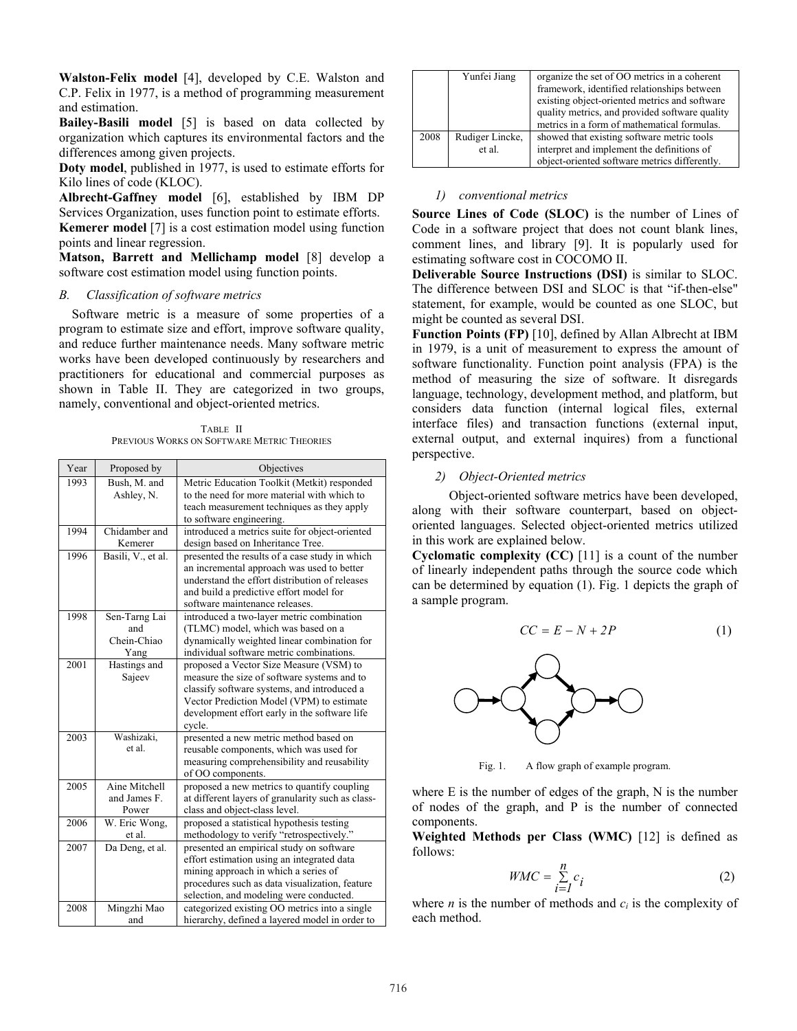**Walston-Felix model** [4], developed by C.E. Walston and C.P. Felix in 1977, is a method of programming measurement and estimation.

**Bailey-Basili model** [5] is based on data collected by organization which captures its environmental factors and the differences among given projects.

**Doty model**, published in 1977, is used to estimate efforts for Kilo lines of code (KLOC).

**Albrecht-Gaffney model** [6], established by IBM DP Services Organization, uses function point to estimate efforts.

**Kemerer model** [7] is a cost estimation model using function points and linear regression.

**Matson, Barrett and Mellichamp model** [8] develop a software cost estimation model using function points.

### *B. Classification of software metrics*

Software metric is a measure of some properties of a program to estimate size and effort, improve software quality, and reduce further maintenance needs. Many software metric works have been developed continuously by researchers and practitioners for educational and commercial purposes as shown in Table II. They are categorized in two groups, namely, conventional and object-oriented metrics.

TABLE II
PREVIOUS WORKS ON SOFTWARE METRIC THEORIES

| Year | Proposed by | Objectives |
|---|---|---|
| 1993 | Bush, M. and Ashley, N. | Metric Education Toolkit (Metkit) responded to the need for more material with which to teach measurement techniques as they apply to software engineering. |
| 1994 | Chidamber and Kemerer | introduced a metrics suite for object-oriented design based on Inheritance Tree. |
| 1996 | Basili, V., et al. | presented the results of a case study in which an incremental approach was used to better understand the effort distribution of releases and build a predictive effort model for software maintenance releases. |
| 1998 | Sen-Tarng Lai and Chein-Chiao Yang | introduced a two-layer metric combination (TLMC) model, which was based on a dynamically weighted linear combination for individual software metric combinations. |
| 2001 | Hastings and Sajeev | proposed a Vector Size Measure (VSM) to measure the size of software systems and to classify software systems, and introduced a Vector Prediction Model (VPM) to estimate development effort early in the software life cycle. |
| 2003 | Washizaki, et al. | presented a new metric method based on reusable components, which was used for measuring comprehensibility and reusability of OO components. |
| 2005 | Aine Mitchell and James F. Power | proposed a new metrics to quantify coupling at different layers of granularity such as class-class and object-class level. |
| 2006 | W. Eric Wong, et al. | proposed a statistical hypothesis testing methodology to verify "retrospectively." |
| 2007 | Da Deng, et al. | presented an empirical study on software effort estimation using an integrated data mining approach in which a series of procedures such as data visualization, feature selection, and modeling were conducted. |
| 2008 | Mingzhi Mao and Yunfei Jiang | categorized existing OO metrics into a single hierarchy, defined a layered model in order to organize the set of OO metrics in a coherent framework, identified relationships between existing object-oriented metrics and software quality metrics, and provided software quality metrics in a form of mathematical formulas. |
| 2008 | Rudiger Lincke, et al. | showed that existing software metric tools interpret and implement the definitions of object-oriented software metrics differently. |

#### *1) conventional metrics*

**Source Lines of Code (SLOC)** is the number of Lines of Code in a software project that does not count blank lines, comment lines, and library [9]. It is popularly used for estimating software cost in COCOMO II.

**Deliverable Source Instructions (DSI)** is similar to SLOC. The difference between DSI and SLOC is that "if-then-else" statement, for example, would be counted as one SLOC, but might be counted as several DSI.

**Function Points (FP)** [10], defined by Allan Albrecht at IBM in 1979, is a unit of measurement to express the amount of software functionality. Function point analysis (FPA) is the method of measuring the size of software. It disregards language, technology, development method, and platform, but considers data function (internal logical files, external interface files) and transaction functions (external input, external output, and external inquires) from a functional perspective.

#### *2) Object-Oriented metrics*

Object-oriented software metrics have been developed, along with their software counterpart, based on object-oriented languages. Selected object-oriented metrics utilized in this work are explained below.

**Cyclomatic complexity (CC)** [11] is a count of the number of linearly independent paths through the source code which can be determined by equation (1). Fig. 1 depicts the graph of a sample program.

$$CC = E - N + 2P \tag{1}$$

Fig. 1. A flow graph of example program.

where E is the number of edges of the graph, N is the number of nodes of the graph, and P is the number of connected components.

**Weighted Methods per Class (WMC)** [12] is defined as follows:

$$WMC = \sum_{i=1}^{n} c_i \tag{2}$$

where $n$ is the number of methods and $c_i$ is the complexity of each method.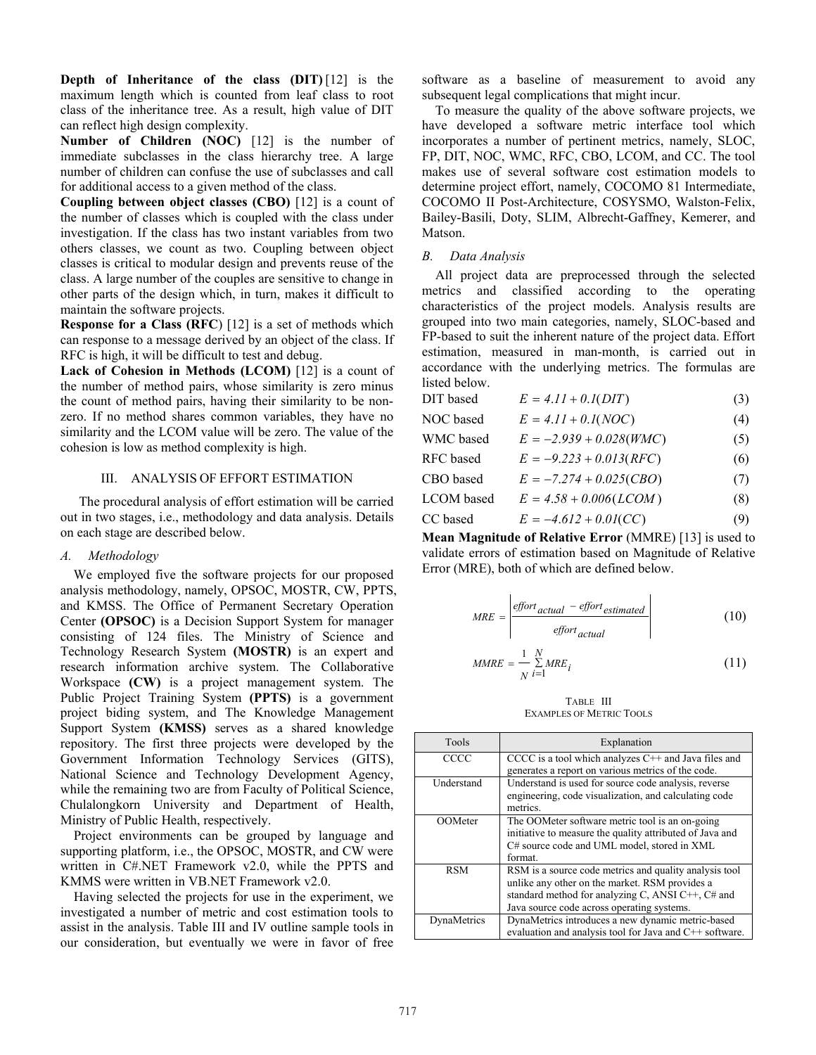**Depth of Inheritance of the class (DIT)** [12] is the maximum length which is counted from leaf class to root class of the inheritance tree. As a result, high value of DIT can reflect high design complexity.

**Number of Children (NOC)** [12] is the number of immediate subclasses in the class hierarchy tree. A large number of children can confuse the use of subclasses and call for additional access to a given method of the class.

**Coupling between object classes (CBO)** [12] is a count of the number of classes which is coupled with the class under investigation. If the class has two instant variables from two others classes, we count as two. Coupling between object classes is critical to modular design and prevents reuse of the class. A large number of the couples are sensitive to change in other parts of the design which, in turn, makes it difficult to maintain the software projects.

**Response for a Class (RFC)** [12] is a set of methods which can response to a message derived by an object of the class. If RFC is high, it will be difficult to test and debug.

**Lack of Cohesion in Methods (LCOM)** [12] is a count of the number of method pairs, whose similarity is zero minus the count of method pairs, having their similarity to be non-zero. If no method shares common variables, they have no similarity and the LCOM value will be zero. The value of the cohesion is low as method complexity is high.

## III. ANALYSIS OF EFFORT ESTIMATION

The procedural analysis of effort estimation will be carried out in two stages, i.e., methodology and data analysis. Details on each stage are described below.

### *A. Methodology*

We employed five the software projects for our proposed analysis methodology, namely, OPSOC, MOSTR, CW, PPTS, and KMSS. The Office of Permanent Secretary Operation Center **(OPSOC)** is a Decision Support System for manager consisting of 124 files. The Ministry of Science and Technology Research System **(MOSTR)** is an expert and research information archive system. The Collaborative Workspace **(CW)** is a project management system. The Public Project Training System **(PPTS)** is a government project biding system, and The Knowledge Management Support System **(KMSS)** serves as a shared knowledge repository. The first three projects were developed by the Government Information Technology Services (GITS), National Science and Technology Development Agency, while the remaining two are from Faculty of Political Science, Chulalongkorn University and Department of Health, Ministry of Public Health, respectively.

Project environments can be grouped by language and supporting platform, i.e., the OPSOC, MOSTR, and CW were written in C#.NET Framework v2.0, while the PPTS and KMMS were written in VB.NET Framework v2.0.

Having selected the projects for use in the experiment, we investigated a number of metric and cost estimation tools to assist in the analysis. Table III and IV outline sample tools in our consideration, but eventually we were in favor of free software as a baseline of measurement to avoid any subsequent legal complications that might incur.

To measure the quality of the above software projects, we have developed a software metric interface tool which incorporates a number of pertinent metrics, namely, SLOC, FP, DIT, NOC, WMC, RFC, CBO, LCOM, and CC. The tool makes use of several software cost estimation models to determine project effort, namely, COCOMO 81 Intermediate, COCOMO II Post-Architecture, COSYSMO, Walston-Felix, Bailey-Basili, Doty, SLIM, Albrecht-Gaffney, Kemerer, and Matson.

### *B. Data Analysis*

All project data are preprocessed through the selected metrics and classified according to the operating characteristics of the project models. Analysis results are grouped into two main categories, namely, SLOC-based and FP-based to suit the inherent nature of the project data. Effort estimation, measured in man-month, is carried out in accordance with the underlying metrics. The formulas are listed below.

DIT based $$E = 4.11 + 0.1(DIT) \quad (3)$$

NOC based $$E = 4.11 + 0.1(NOC) \quad (4)$$

WMC based $$E = -2.939 + 0.028(WMC) \quad (5)$$

RFC based $$E = -9.223 + 0.013(RFC) \quad (6)$$

CBO based $$E = -7.274 + 0.025(CBO) \quad (7)$$

LCOM based $$E = 4.58 + 0.006(LCOM) \quad (8)$$

CC based $$E = -4.612 + 0.01(CC) \quad (9)$$

**Mean Magnitude of Relative Error** (MMRE) [13] is used to validate errors of estimation based on Magnitude of Relative Error (MRE), both of which are defined below.

$$MRE = \left| \frac{effort_{actual} - effort_{estimated}}{effort_{actual}} \right| \quad (10)$$

$$MMRE = \frac{1}{N} \sum_{i=1}^{N} MRE_i \quad (11)$$

TABLE III
EXAMPLES OF METRIC TOOLS

| Tools | Explanation |
|---|---|
| CCCC | CCCC is a tool which analyzes C++ and Java files and generates a report on various metrics of the code. |
| Understand | Understand is used for source code analysis, reverse engineering, code visualization, and calculating code metrics. |
| OOMeter | The OOMeter software metric tool is an on-going initiative to measure the quality attributed of Java and C# source code and UML model, stored in XML format. |
| RSM | RSM is a source code metrics and quality analysis tool unlike any other on the market. RSM provides a standard method for analyzing C, ANSI C++, C# and Java source code across operating systems. |
| DynaMetrics | DynaMetrics introduces a new dynamic metric-based evaluation and analysis tool for Java and C++ software. |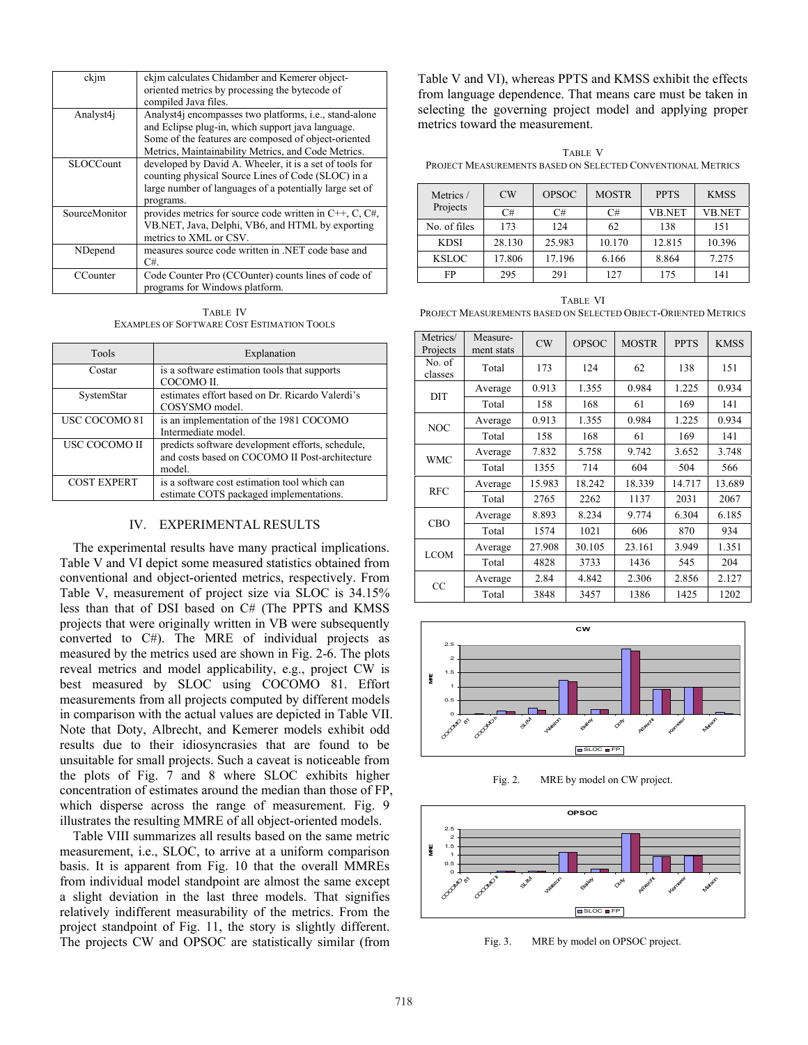| ckjm | ckjm calculates Chidamber and Kemerer object-oriented metrics by processing the bytecode of compiled Java files. |
|---|---|
| Analyst4j | Analyst4j encompasses two platforms, i.e., stand-alone and Eclipse plug-in, which support java language. Some of the features are composed of object-oriented Metrics, Maintainability Metrics, and Code Metrics. |
| SLOCCount | developed by David A. Wheeler, it is a set of tools for counting physical Source Lines of Code (SLOC) in a large number of languages of a potentially large set of programs. |
| SourceMonitor | provides metrics for source code written in C++, C, C#, VB.NET, Java, Delphi, VB6, and HTML by exporting metrics to XML or CSV. |
| NDepend | measures source code written in .NET code base and C#. |
| CCounter | Code Counter Pro (CCOunter) counts lines of code of programs for Windows platform. |

TABLE IV
EXAMPLES OF SOFTWARE COST ESTIMATION TOOLS

| Tools | Explanation |
|---|---|
| Costar | is a software estimation tools that supports COCOMO II. |
| SystemStar | estimates effort based on Dr. Ricardo Valerdi's COSYSMO model. |
| USC COCOMO 81 | is an implementation of the 1981 COCOMO Intermediate model. |
| USC COCOMO II | predicts software development efforts, schedule, and costs based on COCOMO II Post-architecture model. |
| COST EXPERT | is a software cost estimation tool which can estimate COTS packaged implementations. |

## IV. EXPERIMENTAL RESULTS

The experimental results have many practical implications. Table V and VI depict some measured statistics obtained from conventional and object-oriented metrics, respectively. From Table V, measurement of project size via SLOC is 34.15% less than that of DSI based on C# (The PPTS and KMSS projects that were originally written in VB were subsequently converted to C#). The MRE of individual projects as measured by the metrics used are shown in Fig. 2-6. The plots reveal metrics and model applicability, e.g., project CW is best measured by SLOC using COCOMO 81. Effort measurements from all projects computed by different models in comparison with the actual values are depicted in Table VII. Note that Doty, Albrecht, and Kemerer models exhibit odd results due to their idiosyncrasies that are found to be unsuitable for small projects. Such a caveat is noticeable from the plots of Fig. 7 and 8 where SLOC exhibits higher concentration of estimates around the median than those of FP, which disperse across the range of measurement. Fig. 9 illustrates the resulting MMRE of all object-oriented models.

Table VIII summarizes all results based on the same metric measurement, i.e., SLOC, to arrive at a uniform comparison basis. It is apparent from Fig. 10 that the overall MMREs from individual model standpoint are almost the same except a slight deviation in the last three models. That signifies relatively indifferent measurability of the metrics. From the project standpoint of Fig. 11, the story is slightly different. The projects CW and OPSOC are statistically similar (from Table V and VI), whereas PPTS and KMSS exhibit the effects from language dependence. That means care must be taken in selecting the governing project model and applying proper metrics toward the measurement.

TABLE V
PROJECT MEASUREMENTS BASED ON SELECTED CONVENTIONAL METRICS

| Metrics / Projects | CW | OPSOC | MOSTR | PPTS | KMSS |
|---|---|---|---|---|---|
| | C# | C# | C# | VB.NET | VB.NET |
| No. of files | 173 | 124 | 62 | 138 | 151 |
| KDSI | 28.130 | 25.983 | 10.170 | 12.815 | 10.396 |
| KSLOC | 17.806 | 17.196 | 6.166 | 8.864 | 7.275 |
| FP | 295 | 291 | 127 | 175 | 141 |

TABLE VI
PROJECT MEASUREMENTS BASED ON SELECTED OBJECT-ORIENTED METRICS

| Metrics/ Projects | Measure-ment stats | CW | OPSOC | MOSTR | PPTS | KMSS |
|---|---|---|---|---|---|---|
| No. of classes | Total | 173 | 124 | 62 | 138 | 151 |
| DIT | Average | 0.913 | 1.355 | 0.984 | 1.225 | 0.934 |
| | Total | 158 | 168 | 61 | 169 | 141 |
| NOC | Average | 0.913 | 1.355 | 0.984 | 1.225 | 0.934 |
| | Total | 158 | 168 | 61 | 169 | 141 |
| WMC | Average | 7.832 | 5.758 | 9.742 | 3.652 | 3.748 |
| | Total | 1355 | 714 | 604 | 504 | 566 |
| RFC | Average | 15.983 | 18.242 | 18.339 | 14.717 | 13.689 |
| | Total | 2765 | 2262 | 1137 | 2031 | 2067 |
| CBO | Average | 8.893 | 8.234 | 9.774 | 6.304 | 6.185 |
| | Total | 1574 | 1021 | 606 | 870 | 934 |
| LCOM | Average | 27.908 | 30.105 | 23.161 | 3.949 | 1.351 |
| | Total | 4828 | 3733 | 1436 | 545 | 204 |
| CC | Average | 2.84 | 4.842 | 2.306 | 2.856 | 2.127 |
| | Total | 3848 | 3457 | 1386 | 1425 | 1202 |

Fig. 2. MRE by model on CW project.

Fig. 3. MRE by model on OPSOC project.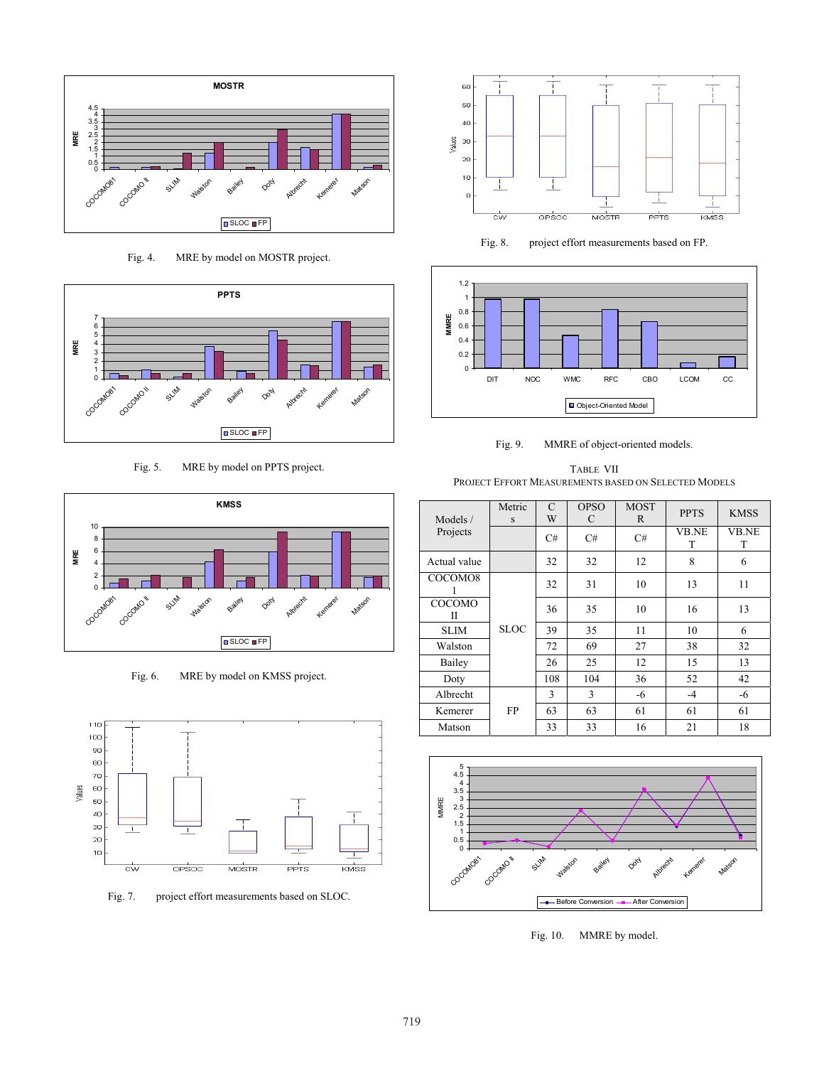Fig. 4. MRE by model on MOSTR project.

Fig. 5. MRE by model on PPTS project.

Fig. 6. MRE by model on KMSS project.

Fig. 7. project effort measurements based on SLOC.

Fig. 8. project effort measurements based on FP.

Fig. 9. MMRE of object-oriented models.

TABLE VII
PROJECT EFFORT MEASUREMENTS BASED ON SELECTED MODELS

| Models / Projects | Metrics | CW | OPSOC | MOSTR | PPTS | KMSS |
|---|---|---|---|---|---|---|
| | | C# | C# | C# | VB.NET | VB.NET |
| Actual value | | 32 | 32 | 12 | 8 | 6 |
| COCOMO81 | SLOC | 32 | 31 | 10 | 13 | 11 |
| COCOMO II | SLOC | 36 | 35 | 10 | 16 | 13 |
| SLIM | SLOC | 39 | 35 | 11 | 10 | 6 |
| Walston | SLOC | 72 | 69 | 27 | 38 | 32 |
| Bailey | SLOC | 26 | 25 | 12 | 15 | 13 |
| Doty | SLOC | 108 | 104 | 36 | 52 | 42 |
| Albrecht | FP | 3 | 3 | -6 | -4 | -6 |
| Kemerer | FP | 63 | 63 | 61 | 61 | 61 |
| Matson | FP | 33 | 33 | 16 | 21 | 18 |

Fig. 10. MMRE by model.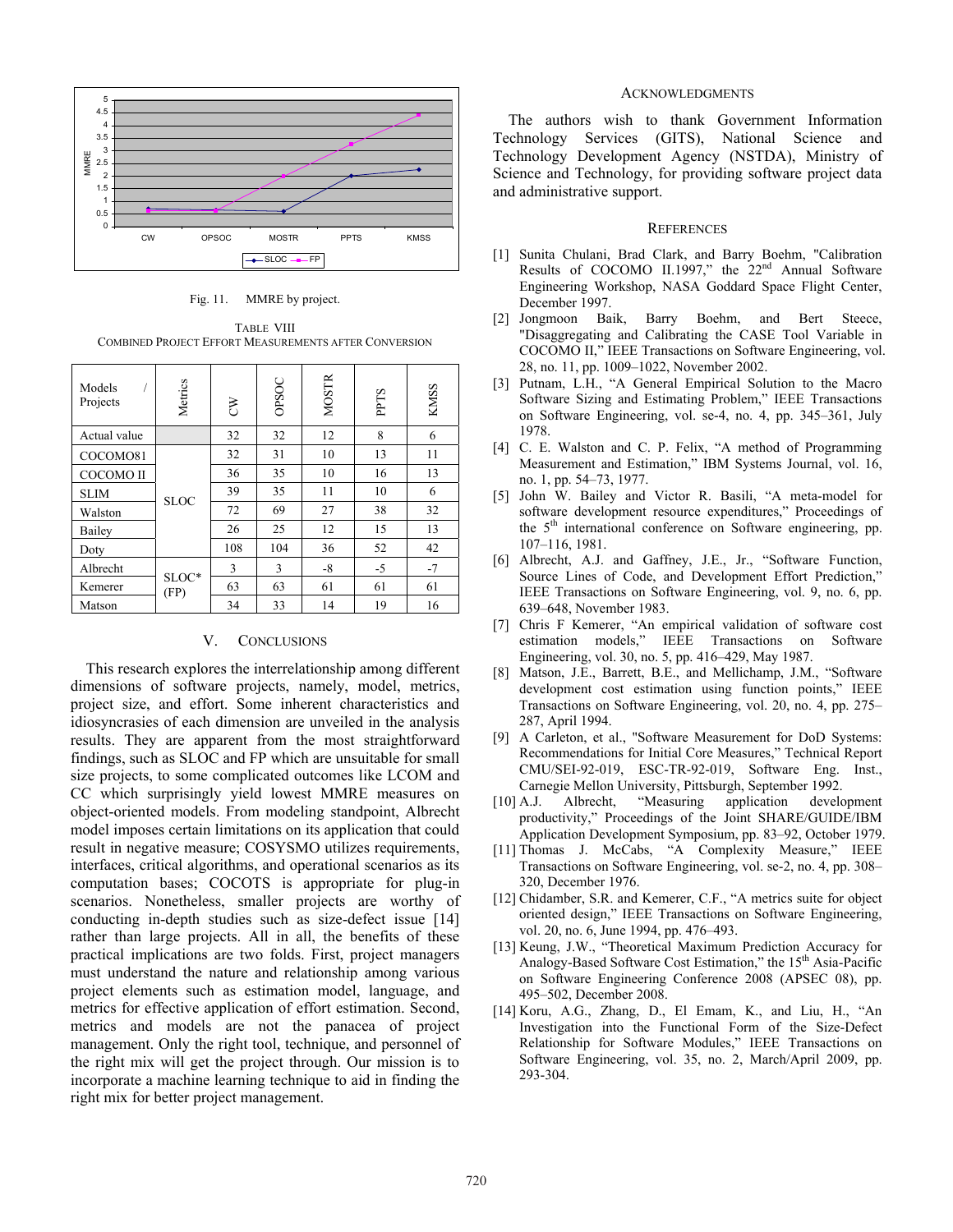MMRE

5
4.5
4
3.5
3
2.5
2
1.5
1
0.5
0

CW OPSOC MOSTR PPTS KMSS

SLOC FP

Fig. 11. MMRE by project.

TABLE VIII
COMBINED PROJECT EFFORT MEASUREMENTS AFTER CONVERSION

| Models / Projects | Metrics | CW | OPSOC | MOSTR | PPTS | KMSS |
|---|---|---|---|---|---|---|
| Actual value | | 32 | 32 | 12 | 8 | 6 |
| COCOMO81 | SLOC | 32 | 31 | 10 | 13 | 11 |
| COCOMO II | | 36 | 35 | 10 | 16 | 13 |
| SLIM | | 39 | 35 | 11 | 10 | 6 |
| Walston | | 72 | 69 | 27 | 38 | 32 |
| Bailey | | 26 | 25 | 12 | 15 | 13 |
| Doty | | 108 | 104 | 36 | 52 | 42 |
| Albrecht | SLOC* (FP) | 3 | 3 | -8 | -5 | -7 |
| Kemerer | | 63 | 63 | 61 | 61 | 61 |
| Matson | | 34 | 33 | 14 | 19 | 16 |

## V. CONCLUSIONS

This research explores the interrelationship among different dimensions of software projects, namely, model, metrics, project size, and effort. Some inherent characteristics and idiosyncracies of each dimension are unveiled in the analysis results. They are apparent from the most straightforward findings, such as SLOC and FP which are unsuitable for small size projects, to some complicated outcomes like LCOM and CC which surprisingly yield lowest MMRE measures on object-oriented models. From modeling standpoint, Albrecht model imposes certain limitations on its application that could result in negative measure; COSYSMO utilizes requirements, interfaces, critical algorithms, and operational scenarios as its computation bases; COCOTS is appropriate for plug-in scenarios. Nonetheless, smaller projects are worthy of conducting in-depth studies such as size-defect issue [14] rather than large projects. All in all, the benefits of these practical implications are two folds. First, project managers must understand the nature and relationship among various project elements such as estimation model, language, and metrics for effective application of effort estimation. Second, metrics and models are not the panacea of project management. Only the right tool, technique, and personnel of the right mix will get the project through. Our mission is to incorporate a machine learning technique to aid in finding the right mix for better project management.

## ACKNOWLEDGMENTS

The authors wish to thank Government Information Technology Services (GITS), National Science and Technology Development Agency (NSTDA), Ministry of Science and Technology, for providing software project data and administrative support.

## REFERENCES

[1] Sunita Chulani, Brad Clark, and Barry Boehm, "Calibration Results of COCOMO II.1997," the 22nd Annual Software Engineering Workshop, NASA Goddard Space Flight Center, December 1997.

[2] Jongmoon Baik, Barry Boehm, and Bert Steece, "Disaggregating and Calibrating the CASE Tool Variable in COCOMO II," IEEE Transactions on Software Engineering, vol. 28, no. 11, pp. 1009–1022, November 2002.

[3] Putnam, L.H., "A General Empirical Solution to the Macro Software Sizing and Estimating Problem," IEEE Transactions on Software Engineering, vol. se-4, no. 4, pp. 345–361, July 1978.

[4] C. E. Walston and C. P. Felix, "A method of Programming Measurement and Estimation," IBM Systems Journal, vol. 16, no. 1, pp. 54–73, 1977.

[5] John W. Bailey and Victor R. Basili, "A meta-model for software development resource expenditures," Proceedings of the 5th international conference on Software engineering, pp. 107–116, 1981.

[6] Albrecht, A.J. and Gaffney, J.E., Jr., "Software Function, Source Lines of Code, and Development Effort Prediction," IEEE Transactions on Software Engineering, vol. 9, no. 6, pp. 639–648, November 1983.

[7] Chris F Kemerer, "An empirical validation of software cost estimation models," IEEE Transactions on Software Engineering, vol. 30, no. 5, pp. 416–429, May 1987.

[8] Matson, J.E., Barrett, B.E., and Mellichamp, J.M., "Software development cost estimation using function points," IEEE Transactions on Software Engineering, vol. 20, no. 4, pp. 275–287, April 1994.

[9] A Carleton, et al., "Software Measurement for DoD Systems: Recommendations for Initial Core Measures," Technical Report CMU/SEI-92-019, ESC-TR-92-019, Software Eng. Inst., Carnegie Mellon University, Pittsburgh, September 1992.

[10] A.J. Albrecht, "Measuring application development productivity," Proceedings of the Joint SHARE/GUIDE/IBM Application Development Symposium, pp. 83–92, October 1979.

[11] Thomas J. McCabs, "A Complexity Measure," IEEE Transactions on Software Engineering, vol. se-2, no. 4, pp. 308–320, December 1976.

[12] Chidamber, S.R. and Kemerer, C.F., "A metrics suite for object oriented design," IEEE Transactions on Software Engineering, vol. 20, no. 6, June 1994, pp. 476–493.

[13] Keung, J.W., "Theoretical Maximum Prediction Accuracy for Analogy-Based Software Cost Estimation," the 15th Asia-Pacific on Software Engineering Conference 2008 (APSEC 08), pp. 495–502, December 2008.

[14] Koru, A.G., Zhang, D., El Emam, K., and Liu, H., "An Investigation into the Functional Form of the Size-Defect Relationship for Software Modules," IEEE Transactions on Software Engineering, vol. 35, no. 2, March/April 2009, pp. 293-304.